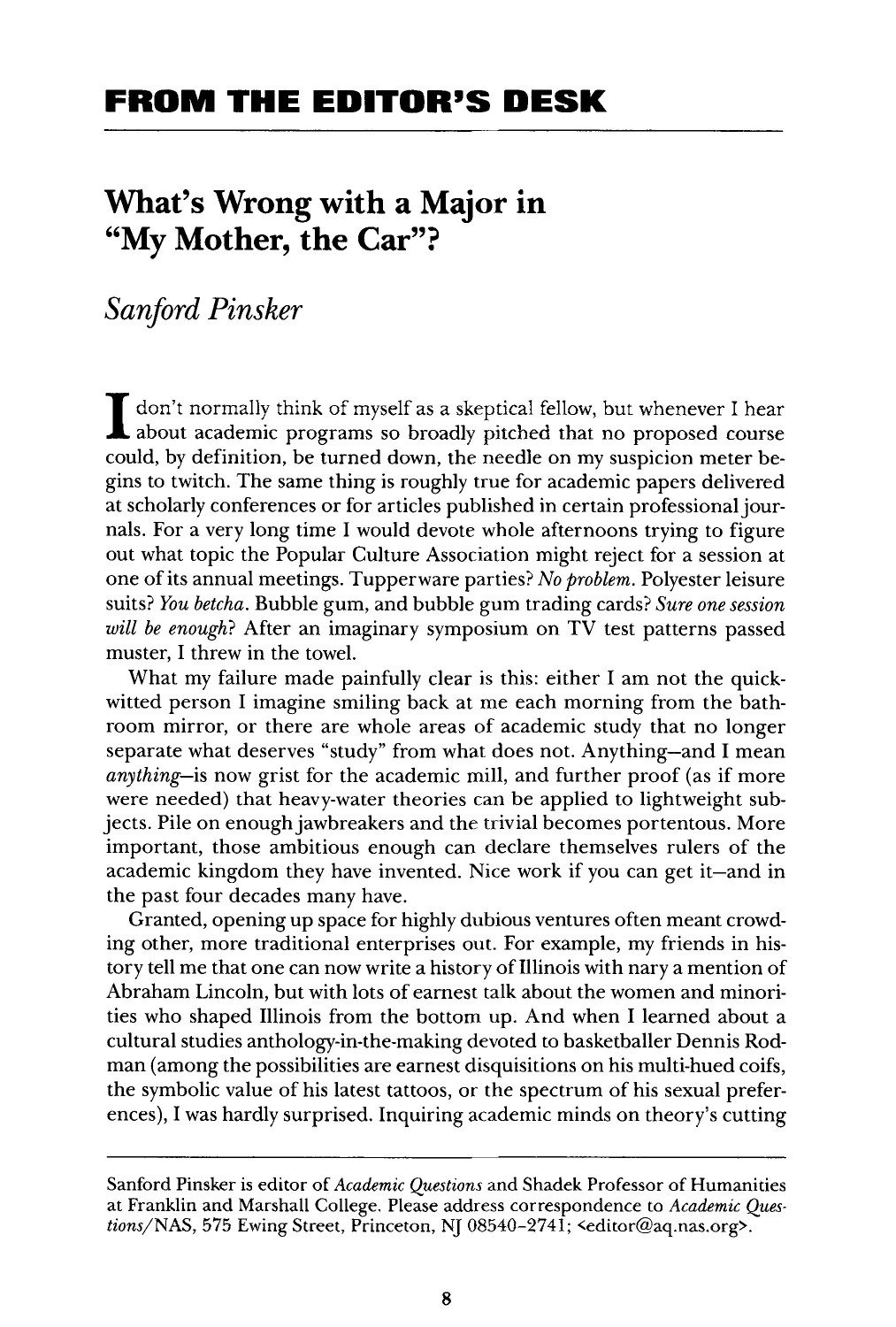## FROM THE EDITOR'S DESK

# What's Wrong with a Major in "My Mother, the Car"?

*Sanford Pinsker*

I don't normally think of myself as a skeptical fellow, but whenever I hear about academic programs so broadly pitched that no proposed course could, by definition, be turned down, the needle on my suspicion meter begins to twitch. The same thing is roughly true for academic papers delivered at scholarly conferences or for articles published in certain professional journals. For a very long time I would devote whole afternoons trying to figure out what topic the Popular Culture Association might reject for a session at one of its annual meetings. Tupperware parties? *No problem.* Polyester leisure suits? *You betcha.* Bubble gum, and bubble gum trading cards? *Sure one session will be enough?* After an imaginary symposium on TV test patterns passed muster, I threw in the towel.

What my failure made painfully clear is this: either I am not the quick-witted person I imagine smiling back at me each morning from the bathroom mirror, or there are whole areas of academic study that no longer separate what deserves "study" from what does not. Anything–and I mean *anything*–is now grist for the academic mill, and further proof (as if more were needed) that heavy-water theories can be applied to lightweight subjects. Pile on enough jawbreakers and the trivial becomes portentous. More important, those ambitious enough can declare themselves rulers of the academic kingdom they have invented. Nice work if you can get it–and in the past four decades many have.

Granted, opening up space for highly dubious ventures often meant crowding other, more traditional enterprises out. For example, my friends in history tell me that one can now write a history of Illinois with nary a mention of Abraham Lincoln, but with lots of earnest talk about the women and minorities who shaped Illinois from the bottom up. And when I learned about a cultural studies anthology-in-the-making devoted to basketballer Dennis Rodman (among the possibilities are earnest disquisitions on his multi-hued coifs, the symbolic value of his latest tattoos, or the spectrum of his sexual preferences), I was hardly surprised. Inquiring academic minds on theory's cutting

---

Sanford Pinsker is editor of *Academic Questions* and Shadek Professor of Humanities at Franklin and Marshall College. Please address correspondence to *Academic Questions*/NAS, 575 Ewing Street, Princeton, NJ 08540-2741; <editor@aq.nas.org>.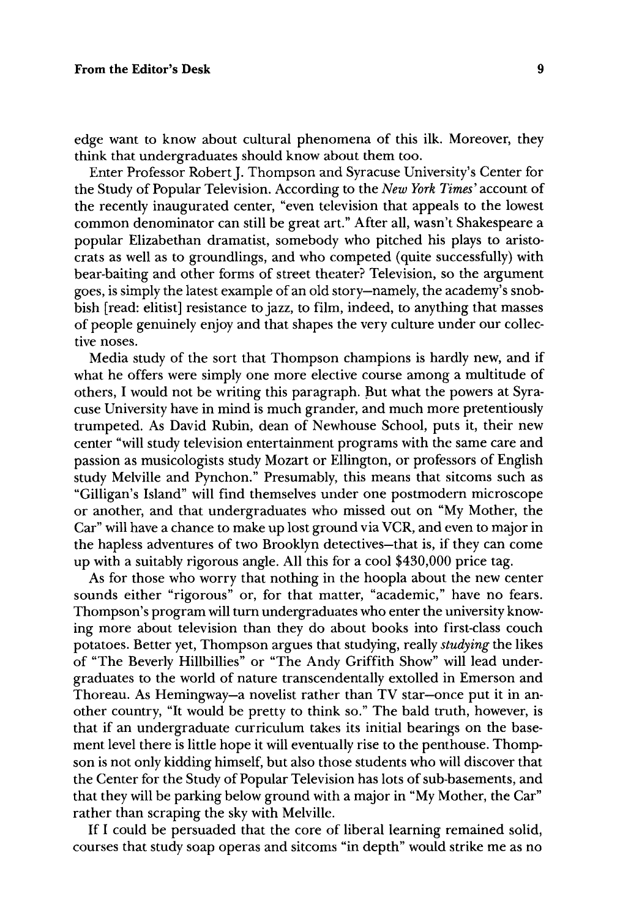edge want to know about cultural phenomena of this ilk. Moreover, they think that undergraduates should know about them too.

Enter Professor Robert J. Thompson and Syracuse University's Center for the Study of Popular Television. According to the *New York Times'* account of the recently inaugurated center, "even television that appeals to the lowest common denominator can still be great art." After all, wasn't Shakespeare a popular Elizabethan dramatist, somebody who pitched his plays to aristocrats as well as to groundlings, and who competed (quite successfully) with bear-baiting and other forms of street theater? Television, so the argument goes, is simply the latest example of an old story—namely, the academy's snobbish [read: elitist] resistance to jazz, to film, indeed, to anything that masses of people genuinely enjoy and that shapes the very culture under our collective noses.

Media study of the sort that Thompson champions is hardly new, and if what he offers were simply one more elective course among a multitude of others, I would not be writing this paragraph. But what the powers at Syracuse University have in mind is much grander, and much more pretentiously trumpeted. As David Rubin, dean of Newhouse School, puts it, their new center "will study television entertainment programs with the same care and passion as musicologists study Mozart or Ellington, or professors of English study Melville and Pynchon." Presumably, this means that sitcoms such as "Gilligan's Island" will find themselves under one postmodern microscope or another, and that undergraduates who missed out on "My Mother, the Car" will have a chance to make up lost ground via VCR, and even to major in the hapless adventures of two Brooklyn detectives—that is, if they can come up with a suitably rigorous angle. All this for a cool $430,000 price tag.

As for those who worry that nothing in the hoopla about the new center sounds either "rigorous" or, for that matter, "academic," have no fears. Thompson's program will turn undergraduates who enter the university knowing more about television than they do about books into first-class couch potatoes. Better yet, Thompson argues that studying, really *studying* the likes of "The Beverly Hillbillies" or "The Andy Griffith Show" will lead undergraduates to the world of nature transcendentally extolled in Emerson and Thoreau. As Hemingway—a novelist rather than TV star—once put it in another country, "It would be pretty to think so." The bald truth, however, is that if an undergraduate curriculum takes its initial bearings on the basement level there is little hope it will eventually rise to the penthouse. Thompson is not only kidding himself, but also those students who will discover that the Center for the Study of Popular Television has lots of sub-basements, and that they will be parking below ground with a major in "My Mother, the Car" rather than scraping the sky with Melville.

If I could be persuaded that the core of liberal learning remained solid, courses that study soap operas and sitcoms "in depth" would strike me as no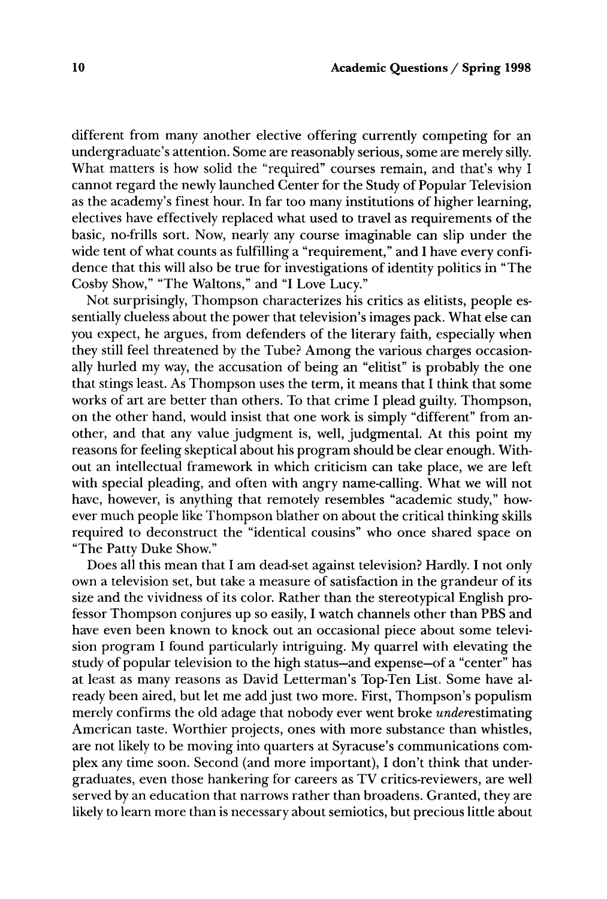different from many another elective offering currently competing for an undergraduate's attention. Some are reasonably serious, some are merely silly. What matters is how solid the "required" courses remain, and that's why I cannot regard the newly launched Center for the Study of Popular Television as the academy's finest hour. In far too many institutions of higher learning, electives have effectively replaced what used to travel as requirements of the basic, no-frills sort. Now, nearly any course imaginable can slip under the wide tent of what counts as fulfilling a "requirement," and I have every confidence that this will also be true for investigations of identity politics in "The Cosby Show," "The Waltons," and "I Love Lucy."

Not surprisingly, Thompson characterizes his critics as elitists, people essentially clueless about the power that television's images pack. What else can you expect, he argues, from defenders of the literary faith, especially when they still feel threatened by the Tube? Among the various charges occasionally hurled my way, the accusation of being an "elitist" is probably the one that stings least. As Thompson uses the term, it means that I think that some works of art are better than others. To that crime I plead guilty. Thompson, on the other hand, would insist that one work is simply "different" from another, and that any value judgment is, well, judgmental. At this point my reasons for feeling skeptical about his program should be clear enough. Without an intellectual framework in which criticism can take place, we are left with special pleading, and often with angry name-calling. What we will not have, however, is anything that remotely resembles "academic study," however much people like Thompson blather on about the critical thinking skills required to deconstruct the "identical cousins" who once shared space on "The Patty Duke Show."

Does all this mean that I am dead-set against television? Hardly. I not only own a television set, but take a measure of satisfaction in the grandeur of its size and the vividness of its color. Rather than the stereotypical English professor Thompson conjures up so easily, I watch channels other than PBS and have even been known to knock out an occasional piece about some television program I found particularly intriguing. My quarrel with elevating the study of popular television to the high status—and expense—of a "center" has at least as many reasons as David Letterman's Top-Ten List. Some have already been aired, but let me add just two more. First, Thompson's populism merely confirms the old adage that nobody ever went broke *under*estimating American taste. Worthier projects, ones with more substance than whistles, are not likely to be moving into quarters at Syracuse's communications complex any time soon. Second (and more important), I don't think that undergraduates, even those hankering for careers as TV critics-reviewers, are well served by an education that narrows rather than broadens. Granted, they are likely to learn more than is necessary about semiotics, but precious little about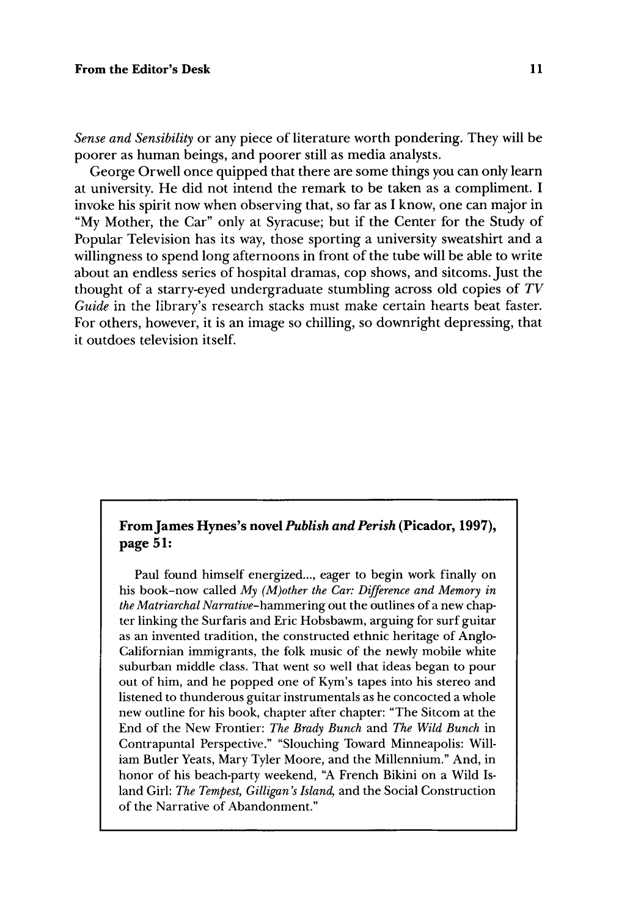*Sense and Sensibility* or any piece of literature worth pondering. They will be poorer as human beings, and poorer still as media analysts.

George Orwell once quipped that there are some things you can only learn at university. He did not intend the remark to be taken as a compliment. I invoke his spirit now when observing that, so far as I know, one can major in "My Mother, the Car" only at Syracuse; but if the Center for the Study of Popular Television has its way, those sporting a university sweatshirt and a willingness to spend long afternoons in front of the tube will be able to write about an endless series of hospital dramas, cop shows, and sitcoms. Just the thought of a starry-eyed undergraduate stumbling across old copies of *TV Guide* in the library's research stacks must make certain hearts beat faster. For others, however, it is an image so chilling, so downright depressing, that it outdoes television itself.

**From James Hynes's novel *Publish and Perish* (Picador, 1997), page 51:**

Paul found himself energized..., eager to begin work finally on his book–now called *My (M)other the Car: Difference and Memory in the Matriarchal Narrative*–hammering out the outlines of a new chapter linking the Surfaris and Eric Hobsbawm, arguing for surf guitar as an invented tradition, the constructed ethnic heritage of Anglo-Californian immigrants, the folk music of the newly mobile white suburban middle class. That went so well that ideas began to pour out of him, and he popped one of Kym's tapes into his stereo and listened to thunderous guitar instrumentals as he concocted a whole new outline for his book, chapter after chapter: "The Sitcom at the End of the New Frontier: *The Brady Bunch* and *The Wild Bunch* in Contrapuntal Perspective." "Slouching Toward Minneapolis: William Butler Yeats, Mary Tyler Moore, and the Millennium." And, in honor of his beach-party weekend, "A French Bikini on a Wild Island Girl: *The Tempest*, *Gilligan's Island*, and the Social Construction of the Narrative of Abandonment."